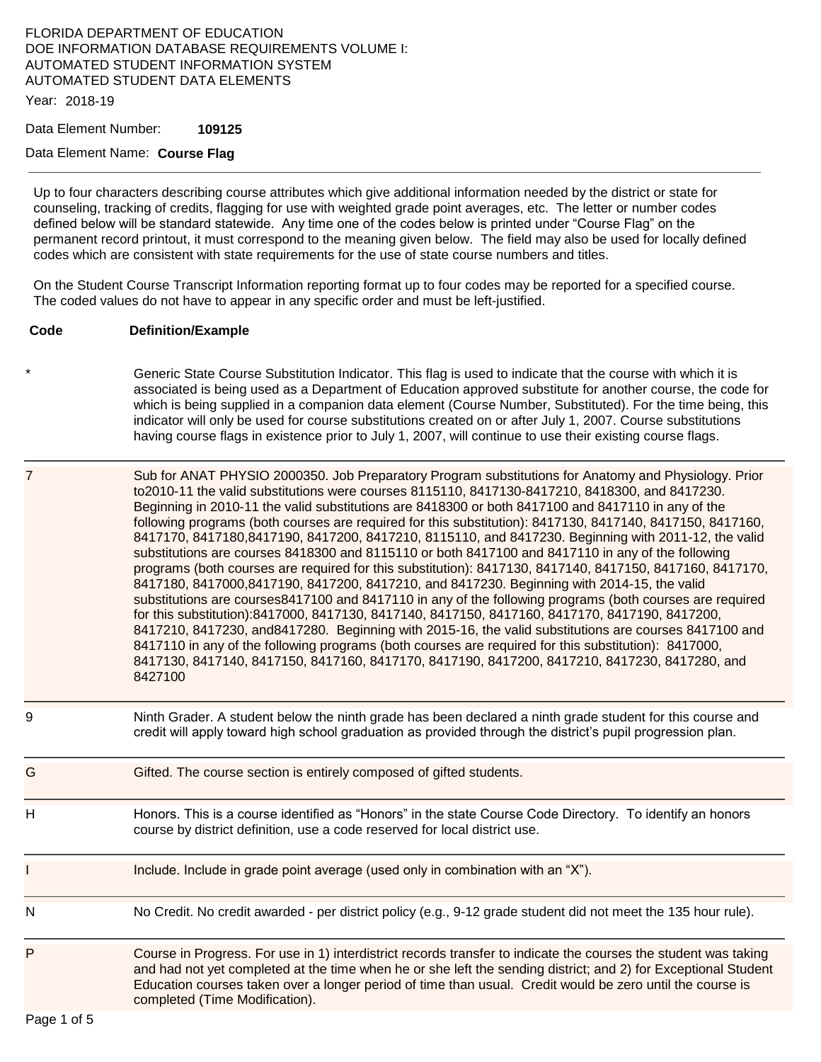FLORIDA DEPARTMENT OF EDUCATION
DOE INFORMATION DATABASE REQUIREMENTS VOLUME I:
AUTOMATED STUDENT INFORMATION SYSTEM
AUTOMATED STUDENT DATA ELEMENTS

Year: 2018-19

Data Element Number: **109125**

Data Element Name: **Course Flag**

Up to four characters describing course attributes which give additional information needed by the district or state for counseling, tracking of credits, flagging for use with weighted grade point averages, etc. The letter or number codes defined below will be standard statewide. Any time one of the codes below is printed under "Course Flag" on the permanent record printout, it must correspond to the meaning given below. The field may also be used for locally defined codes which are consistent with state requirements for the use of state course numbers and titles.

On the Student Course Transcript Information reporting format up to four codes may be reported for a specified course. The coded values do not have to appear in any specific order and must be left-justified.

| Code | Definition/Example |
|---|---|
| * | Generic State Course Substitution Indicator. This flag is used to indicate that the course with which it is associated is being used as a Department of Education approved substitute for another course, the code for which is being supplied in a companion data element (Course Number, Substituted). For the time being, this indicator will only be used for course substitutions created on or after July 1, 2007. Course substitutions having course flags in existence prior to July 1, 2007, will continue to use their existing course flags. |
| 7 | Sub for ANAT PHYSIO 2000350. Job Preparatory Program substitutions for Anatomy and Physiology. Prior to2010-11 the valid substitutions were courses 8115110, 8417130-8417210, 8418300, and 8417230. Beginning in 2010-11 the valid substitutions are 8418300 or both 8417100 and 8417110 in any of the following programs (both courses are required for this substitution): 8417130, 8417140, 8417150, 8417160, 8417170, 8417180,8417190, 8417200, 8417210, 8115110, and 8417230. Beginning with 2011-12, the valid substitutions are courses 8418300 and 8115110 or both 8417100 and 8417110 in any of the following programs (both courses are required for this substitution): 8417130, 8417140, 8417150, 8417160, 8417170, 8417180, 8417000,8417190, 8417200, 8417210, and 8417230. Beginning with 2014-15, the valid substitutions are courses8417100 and 8417110 in any of the following programs (both courses are required for this substitution):8417000, 8417130, 8417140, 8417150, 8417160, 8417170, 8417190, 8417200, 8417210, 8417230, and8417280. Beginning with 2015-16, the valid substitutions are courses 8417100 and 8417110 in any of the following programs (both courses are required for this substitution): 8417000, 8417130, 8417140, 8417150, 8417160, 8417170, 8417190, 8417200, 8417210, 8417230, 8417280, and 8427100 |
| 9 | Ninth Grader. A student below the ninth grade has been declared a ninth grade student for this course and credit will apply toward high school graduation as provided through the district's pupil progression plan. |
| G | Gifted. The course section is entirely composed of gifted students. |
| H | Honors. This is a course identified as "Honors" in the state Course Code Directory. To identify an honors course by district definition, use a code reserved for local district use. |
| I | Include. Include in grade point average (used only in combination with an "X"). |
| N | No Credit. No credit awarded - per district policy (e.g., 9-12 grade student did not meet the 135 hour rule). |
| P | Course in Progress. For use in 1) interdistrict records transfer to indicate the courses the student was taking and had not yet completed at the time when he or she left the sending district; and 2) for Exceptional Student Education courses taken over a longer period of time than usual. Credit would be zero until the course is completed (Time Modification). |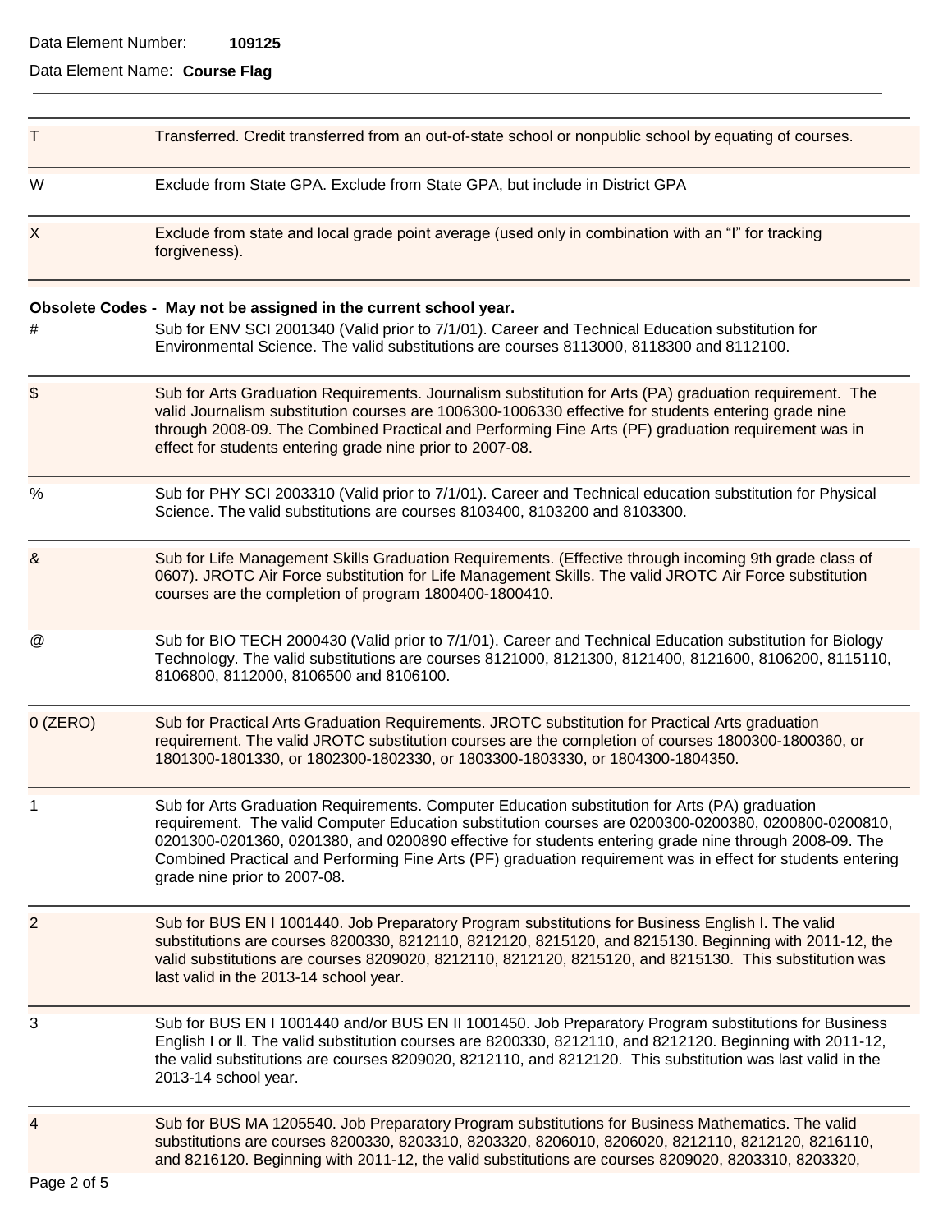Data Element Number: **109125**

Data Element Name: **Course Flag**

| | |
|---|---|
| T | Transferred. Credit transferred from an out-of-state school or nonpublic school by equating of courses. |
| W | Exclude from State GPA. Exclude from State GPA, but include in District GPA |
| X | Exclude from state and local grade point average (used only in combination with an "I" for tracking forgiveness). |

**Obsolete Codes - May not be assigned in the current school year.**

| | |
|---|---|
| # | Sub for ENV SCI 2001340 (Valid prior to 7/1/01). Career and Technical Education substitution for Environmental Science. The valid substitutions are courses 8113000, 8118300 and 8112100. |
| $ | Sub for Arts Graduation Requirements. Journalism substitution for Arts (PA) graduation requirement. The valid Journalism substitution courses are 1006300-1006330 effective for students entering grade nine through 2008-09. The Combined Practical and Performing Fine Arts (PF) graduation requirement was in effect for students entering grade nine prior to 2007-08. |
| % | Sub for PHY SCI 2003310 (Valid prior to 7/1/01). Career and Technical education substitution for Physical Science. The valid substitutions are courses 8103400, 8103200 and 8103300. |
| & | Sub for Life Management Skills Graduation Requirements. (Effective through incoming 9th grade class of 0607). JROTC Air Force substitution for Life Management Skills. The valid JROTC Air Force substitution courses are the completion of program 1800400-1800410. |
| @ | Sub for BIO TECH 2000430 (Valid prior to 7/1/01). Career and Technical Education substitution for Biology Technology. The valid substitutions are courses 8121000, 8121300, 8121400, 8121600, 8106200, 8115110, 8106800, 8112000, 8106500 and 8106100. |
| 0 (ZERO) | Sub for Practical Arts Graduation Requirements. JROTC substitution for Practical Arts graduation requirement. The valid JROTC substitution courses are the completion of courses 1800300-1800360, or 1801300-1801330, or 1802300-1802330, or 1803300-1803330, or 1804300-1804350. |
| 1 | Sub for Arts Graduation Requirements. Computer Education substitution for Arts (PA) graduation requirement. The valid Computer Education substitution courses are 0200300-0200380, 0200800-0200810, 0201300-0201360, 0201380, and 0200890 effective for students entering grade nine through 2008-09. The Combined Practical and Performing Fine Arts (PF) graduation requirement was in effect for students entering grade nine prior to 2007-08. |
| 2 | Sub for BUS EN I 1001440. Job Preparatory Program substitutions for Business English I. The valid substitutions are courses 8200330, 8212110, 8212120, 8215120, and 8215130. Beginning with 2011-12, the valid substitutions are courses 8209020, 8212110, 8212120, 8215120, and 8215130. This substitution was last valid in the 2013-14 school year. |
| 3 | Sub for BUS EN I 1001440 and/or BUS EN II 1001450. Job Preparatory Program substitutions for Business English I or II. The valid substitution courses are 8200330, 8212110, and 8212120. Beginning with 2011-12, the valid substitutions are courses 8209020, 8212110, and 8212120. This substitution was last valid in the 2013-14 school year. |
| 4 | Sub for BUS MA 1205540. Job Preparatory Program substitutions for Business Mathematics. The valid substitutions are courses 8200330, 8203310, 8203320, 8206010, 8206020, 8212110, 8212120, 8216110, and 8216120. Beginning with 2011-12, the valid substitutions are courses 8209020, 8203310, 8203320, |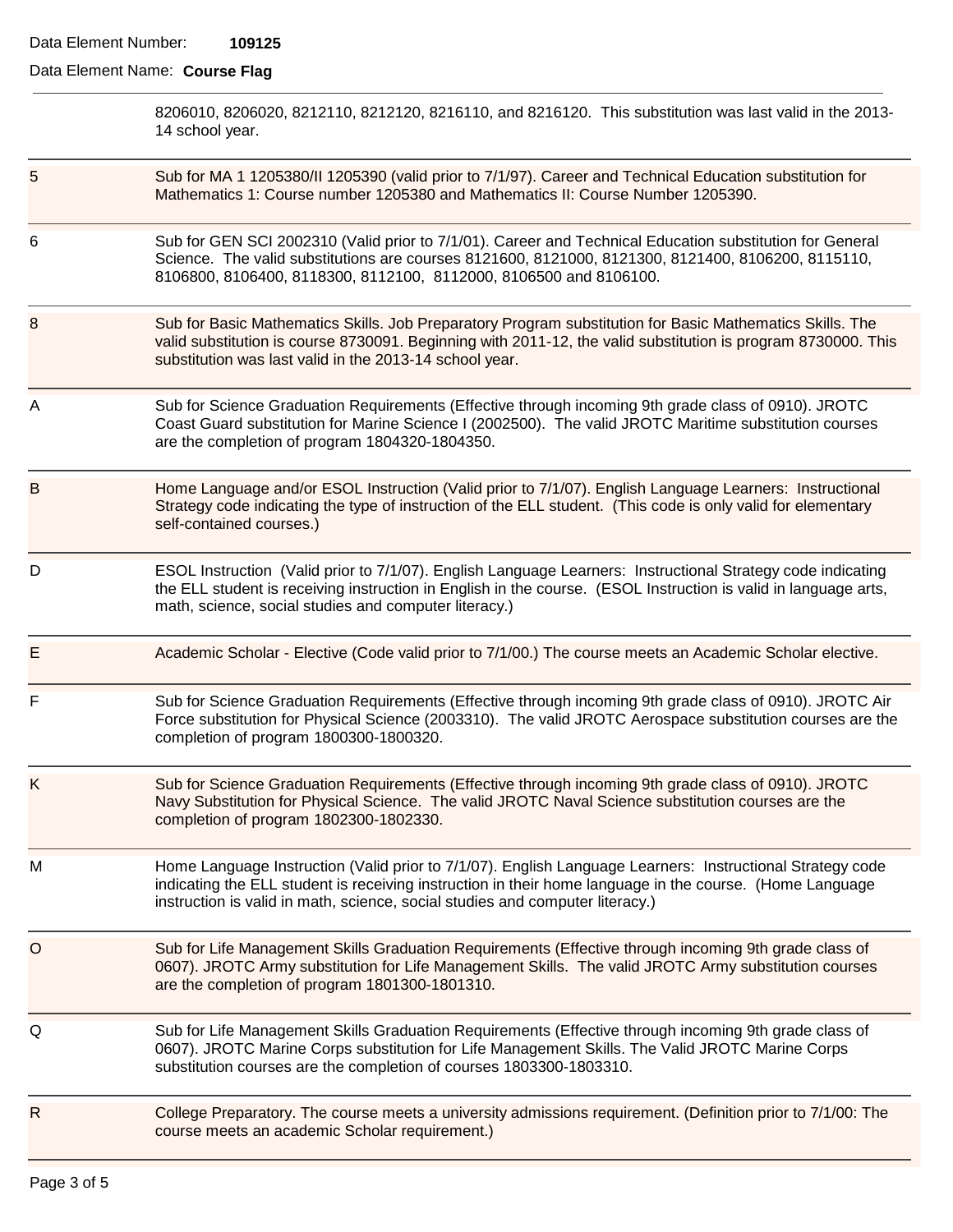| | |
|---|---|
| | 8206010, 8206020, 8212110, 8212120, 8216110, and 8216120. This substitution was last valid in the 2013-14 school year. |
| 5 | Sub for MA 1 1205380/II 1205390 (valid prior to 7/1/97). Career and Technical Education substitution for Mathematics 1: Course number 1205380 and Mathematics II: Course Number 1205390. |
| 6 | Sub for GEN SCI 2002310 (Valid prior to 7/1/01). Career and Technical Education substitution for General Science. The valid substitutions are courses 8121600, 8121000, 8121300, 8121400, 8106200, 8115110, 8106800, 8106400, 8118300, 8112100, 8112000, 8106500 and 8106100. |
| 8 | Sub for Basic Mathematics Skills. Job Preparatory Program substitution for Basic Mathematics Skills. The valid substitution is course 8730091. Beginning with 2011-12, the valid substitution is program 8730000. This substitution was last valid in the 2013-14 school year. |
| A | Sub for Science Graduation Requirements (Effective through incoming 9th grade class of 0910). JROTC Coast Guard substitution for Marine Science I (2002500). The valid JROTC Maritime substitution courses are the completion of program 1804320-1804350. |
| B | Home Language and/or ESOL Instruction (Valid prior to 7/1/07). English Language Learners: Instructional Strategy code indicating the type of instruction of the ELL student. (This code is only valid for elementary self-contained courses.) |
| D | ESOL Instruction (Valid prior to 7/1/07). English Language Learners: Instructional Strategy code indicating the ELL student is receiving instruction in English in the course. (ESOL Instruction is valid in language arts, math, science, social studies and computer literacy.) |
| E | Academic Scholar - Elective (Code valid prior to 7/1/00.) The course meets an Academic Scholar elective. |
| F | Sub for Science Graduation Requirements (Effective through incoming 9th grade class of 0910). JROTC Air Force substitution for Physical Science (2003310). The valid JROTC Aerospace substitution courses are the completion of program 1800300-1800320. |
| K | Sub for Science Graduation Requirements (Effective through incoming 9th grade class of 0910). JROTC Navy Substitution for Physical Science. The valid JROTC Naval Science substitution courses are the completion of program 1802300-1802330. |
| M | Home Language Instruction (Valid prior to 7/1/07). English Language Learners: Instructional Strategy code indicating the ELL student is receiving instruction in their home language in the course. (Home Language instruction is valid in math, science, social studies and computer literacy.) |
| O | Sub for Life Management Skills Graduation Requirements (Effective through incoming 9th grade class of 0607). JROTC Army substitution for Life Management Skills. The valid JROTC Army substitution courses are the completion of program 1801300-1801310. |
| Q | Sub for Life Management Skills Graduation Requirements (Effective through incoming 9th grade class of 0607). JROTC Marine Corps substitution for Life Management Skills. The Valid JROTC Marine Corps substitution courses are the completion of courses 1803300-1803310. |
| R | College Preparatory. The course meets a university admissions requirement. (Definition prior to 7/1/00: The course meets an academic Scholar requirement.) |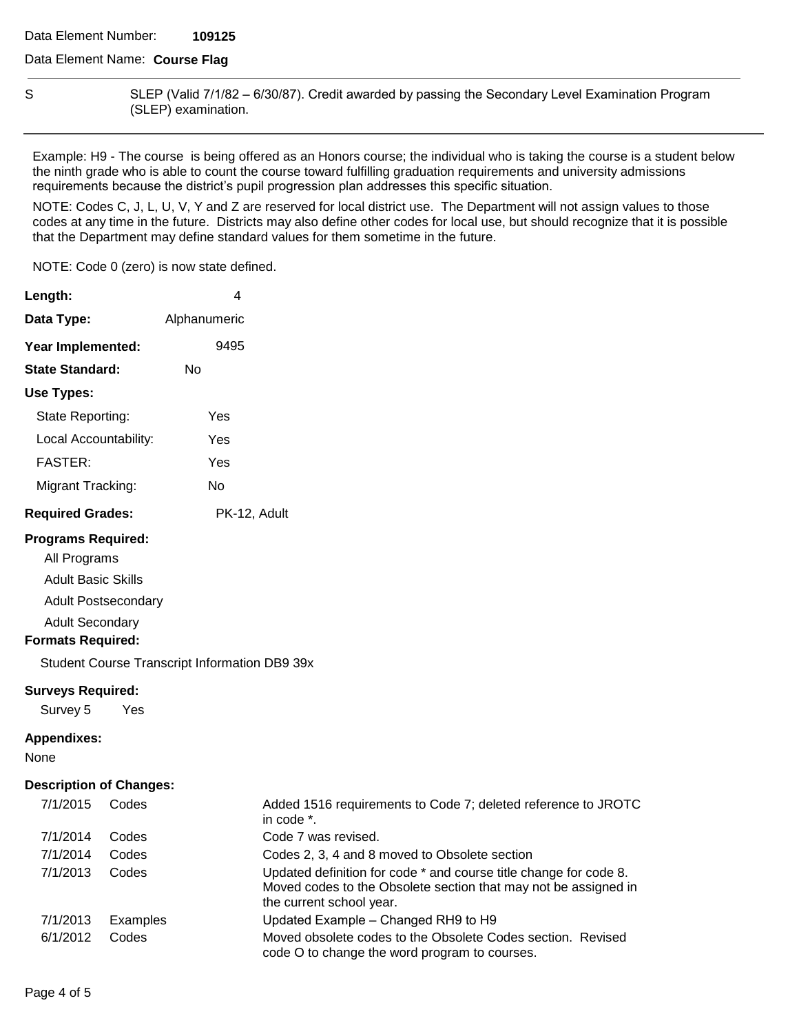Data Element Number: **109125**

Data Element Name: **Course Flag**

| | |
|---|---|
| S | SLEP (Valid 7/1/82 – 6/30/87). Credit awarded by passing the Secondary Level Examination Program (SLEP) examination. |

Example: H9 - The course is being offered as an Honors course; the individual who is taking the course is a student below the ninth grade who is able to count the course toward fulfilling graduation requirements and university admissions requirements because the district's pupil progression plan addresses this specific situation.

NOTE: Codes C, J, L, U, V, Y and Z are reserved for local district use. The Department will not assign values to those codes at any time in the future. Districts may also define other codes for local use, but should recognize that it is possible that the Department may define standard values for them sometime in the future.

NOTE: Code 0 (zero) is now state defined.

**Length:** 4

**Data Type:** Alphanumeric

**Year Implemented:** 9495

**State Standard:** No

**Use Types:**

- State Reporting: Yes
- Local Accountability: Yes
- FASTER: Yes
- Migrant Tracking: No

**Required Grades:** PK-12, Adult

**Programs Required:**

- All Programs
- Adult Basic Skills
- Adult Postsecondary
- Adult Secondary

**Formats Required:**

Student Course Transcript Information DB9 39x

**Surveys Required:**

Survey 5 Yes

**Appendixes:**

None

**Description of Changes:**

| | | |
|---|---|---|
| 7/1/2015 | Codes | Added 1516 requirements to Code 7; deleted reference to JROTC in code *. |
| 7/1/2014 | Codes | Code 7 was revised. |
| 7/1/2014 | Codes | Codes 2, 3, 4 and 8 moved to Obsolete section |
| 7/1/2013 | Codes | Updated definition for code * and course title change for code 8. Moved codes to the Obsolete section that may not be assigned in the current school year. |
| 7/1/2013 | Examples | Updated Example – Changed RH9 to H9 |
| 6/1/2012 | Codes | Moved obsolete codes to the Obsolete Codes section. Revised code O to change the word program to courses. |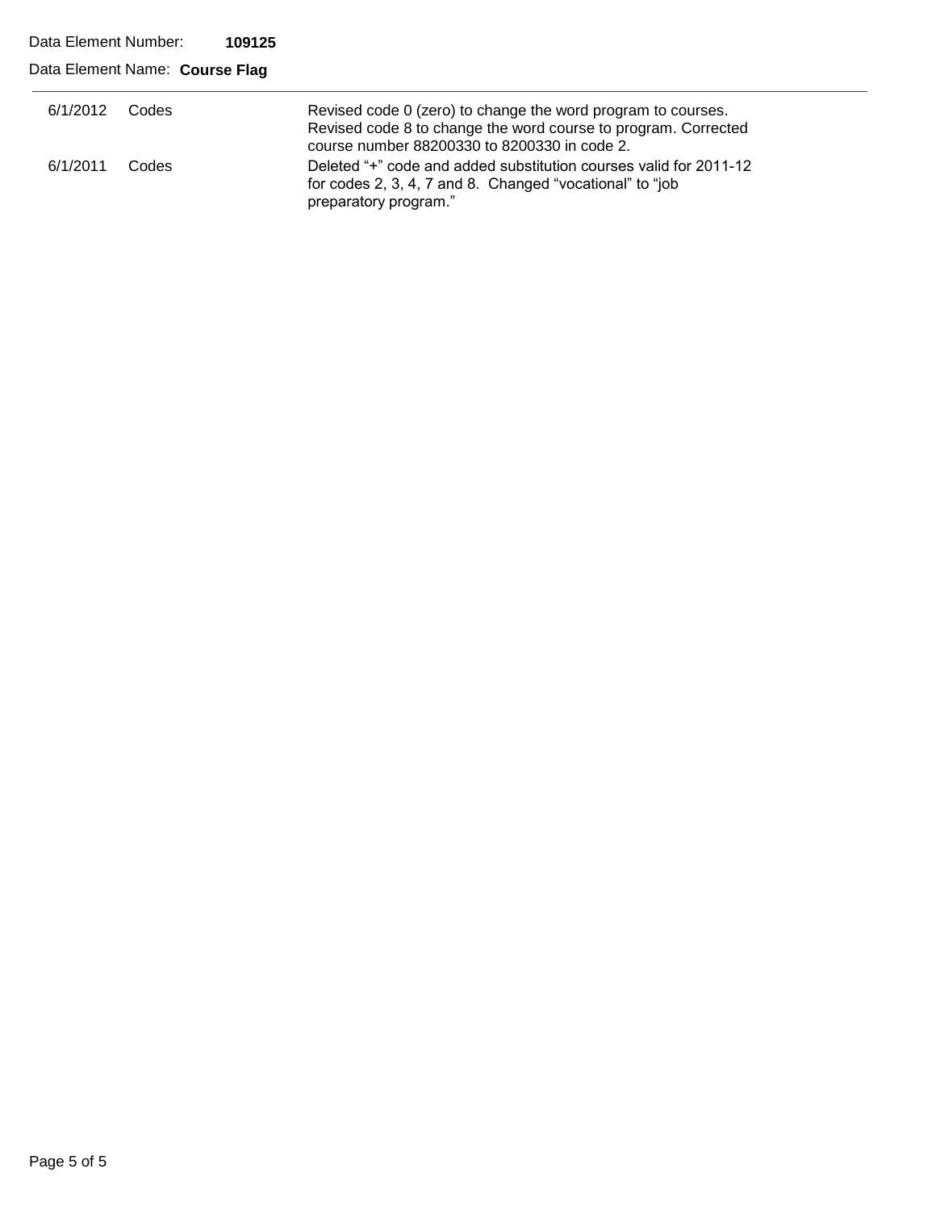Data Element Number: **109125**

Data Element Name: **Course Flag**

| | | |
|---|---|---|
| 6/1/2012 | Codes | Revised code 0 (zero) to change the word program to courses. Revised code 8 to change the word course to program. Corrected course number 88200330 to 8200330 in code 2. |
| 6/1/2011 | Codes | Deleted "+" code and added substitution courses valid for 2011-12 for codes 2, 3, 4, 7 and 8. Changed "vocational" to "job preparatory program." |